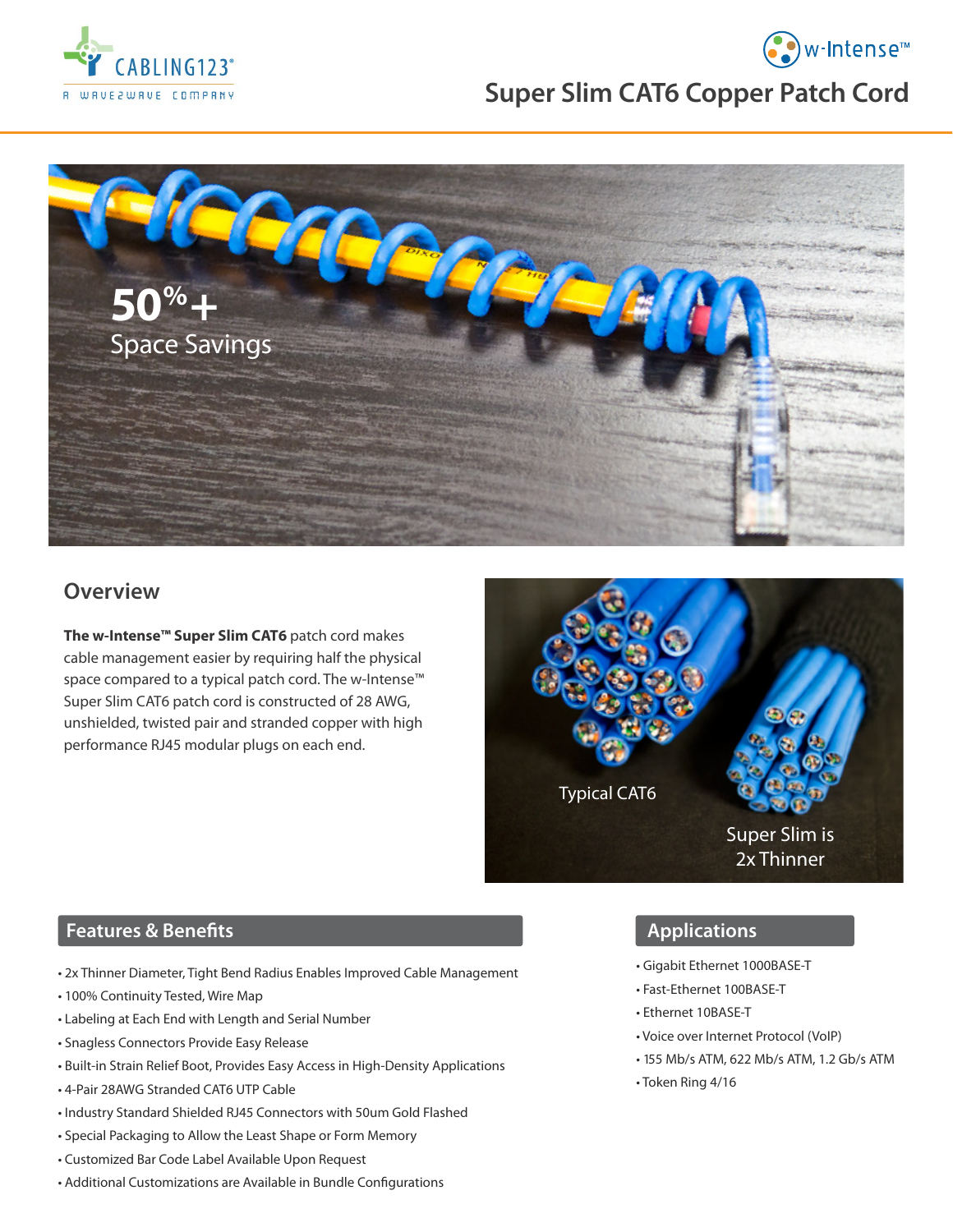# Super Slim CAT6 Copper Patch Cord

50%+
Space Savings

## Overview

**The w-Intense™ Super Slim CAT6** patch cord makes cable management easier by requiring half the physical space compared to a typical patch cord. The w-Intense™ Super Slim CAT6 patch cord is constructed of 28 AWG, unshielded, twisted pair and stranded copper with high performance RJ45 modular plugs on each end.

Typical CAT6

Super Slim is 2x Thinner

## Features & Benefits

- 2x Thinner Diameter, Tight Bend Radius Enables Improved Cable Management
- 100% Continuity Tested, Wire Map
- Labeling at Each End with Length and Serial Number
- Snagless Connectors Provide Easy Release
- Built-in Strain Relief Boot, Provides Easy Access in High-Density Applications
- 4-Pair 28AWG Stranded CAT6 UTP Cable
- Industry Standard Shielded RJ45 Connectors with 50um Gold Flashed
- Special Packaging to Allow the Least Shape or Form Memory
- Customized Bar Code Label Available Upon Request
- Additional Customizations are Available in Bundle Configurations

## Applications

- Gigabit Ethernet 1000BASE-T
- Fast-Ethernet 100BASE-T
- Ethernet 10BASE-T
- Voice over Internet Protocol (VoIP)
- 155 Mb/s ATM, 622 Mb/s ATM, 1.2 Gb/s ATM
- Token Ring 4/16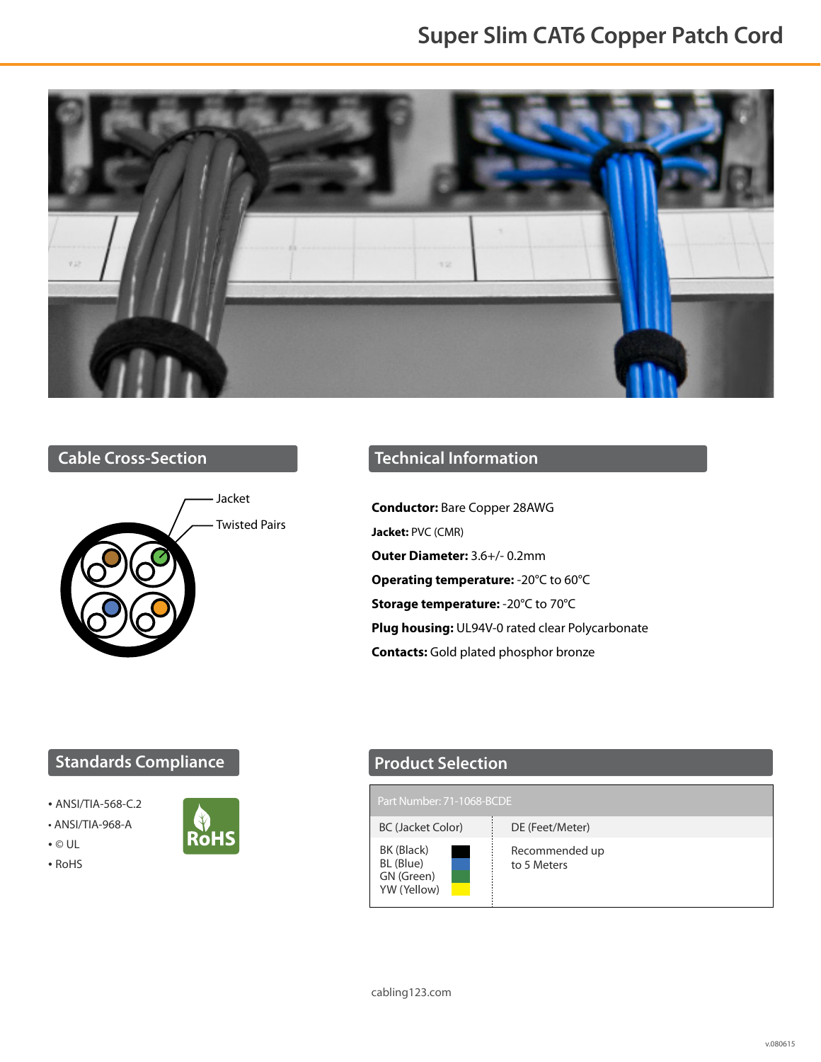# Super Slim CAT6 Copper Patch Cord

## Cable Cross-Section

Jacket

Twisted Pairs

## Technical Information

**Conductor:** Bare Copper 28AWG

**Jacket:** PVC (CMR)

**Outer Diameter:** 3.6+/- 0.2mm

**Operating temperature:** -20°C to 60°C

**Storage temperature:** -20°C to 70°C

**Plug housing:** UL94V-0 rated clear Polycarbonate

**Contacts:** Gold plated phosphor bronze

## Standards Compliance

- ANSI/TIA-568-C.2
- ANSI/TIA-968-A
- © UL
- RoHS

RoHS

## Product Selection

| Part Number: 71-1068-BCDE | |
|---|---|
| BC (Jacket Color) | DE (Feet/Meter) |
| BK (Black)<br>BL (Blue)<br>GN (Green)<br>YW (Yellow) | Recommended up to 5 Meters |

cabling123.com

v.080615